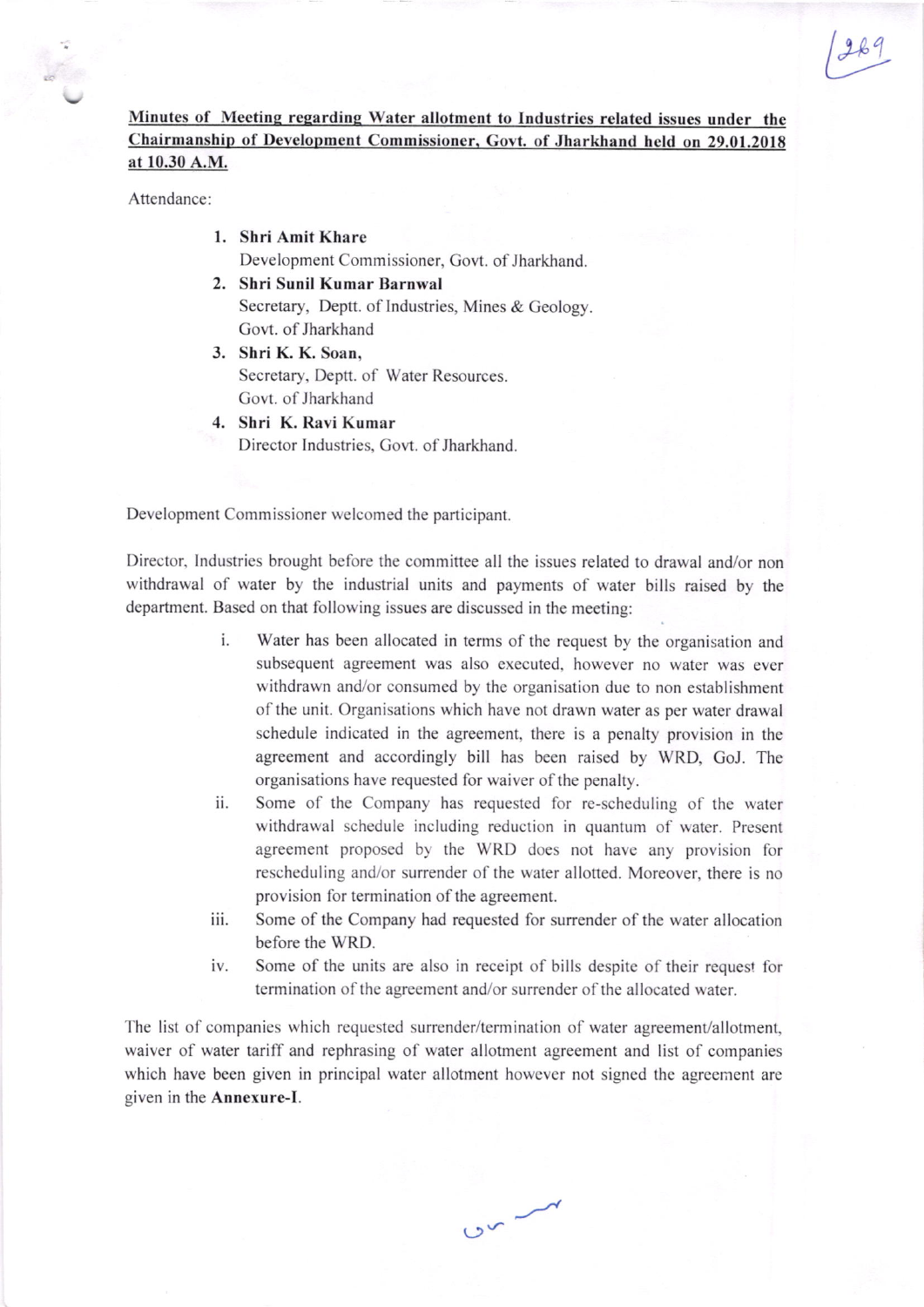**Minutes of Meeting regarding Water allotment to Industries related issues under the Chairmanship of Development Commissioner, Govt. of Jharkhand held on 29.01.2018 at 10.30 A.M.**

Attendance:

1. **Shri Amit Khare**
   Development Commissioner, Govt. of Jharkhand.
2. **Shri Sunil Kumar Barnwal**
   Secretary, Deptt. of Industries, Mines & Geology.
   Govt. of Jharkhand
3. **Shri K. K. Soan,**
   Secretary, Deptt. of Water Resources.
   Govt. of Jharkhand
4. **Shri K. Ravi Kumar**
   Director Industries, Govt. of Jharkhand.

Development Commissioner welcomed the participant.

Director, Industries brought before the committee all the issues related to drawal and/or non withdrawal of water by the industrial units and payments of water bills raised by the department. Based on that following issues are discussed in the meeting:

i. Water has been allocated in terms of the request by the organisation and subsequent agreement was also executed, however no water was ever withdrawn and/or consumed by the organisation due to non establishment of the unit. Organisations which have not drawn water as per water drawal schedule indicated in the agreement, there is a penalty provision in the agreement and accordingly bill has been raised by WRD, GoJ. The organisations have requested for waiver of the penalty.

ii. Some of the Company has requested for re-scheduling of the water withdrawal schedule including reduction in quantum of water. Present agreement proposed by the WRD does not have any provision for rescheduling and/or surrender of the water allotted. Moreover, there is no provision for termination of the agreement.

iii. Some of the Company had requested for surrender of the water allocation before the WRD.

iv. Some of the units are also in receipt of bills despite of their request for termination of the agreement and/or surrender of the allocated water.

The list of companies which requested surrender/termination of water agreement/allotment, waiver of water tariff and rephrasing of water allotment agreement and list of companies which have been given in principal water allotment however not signed the agreement are given in the **Annexure-I**.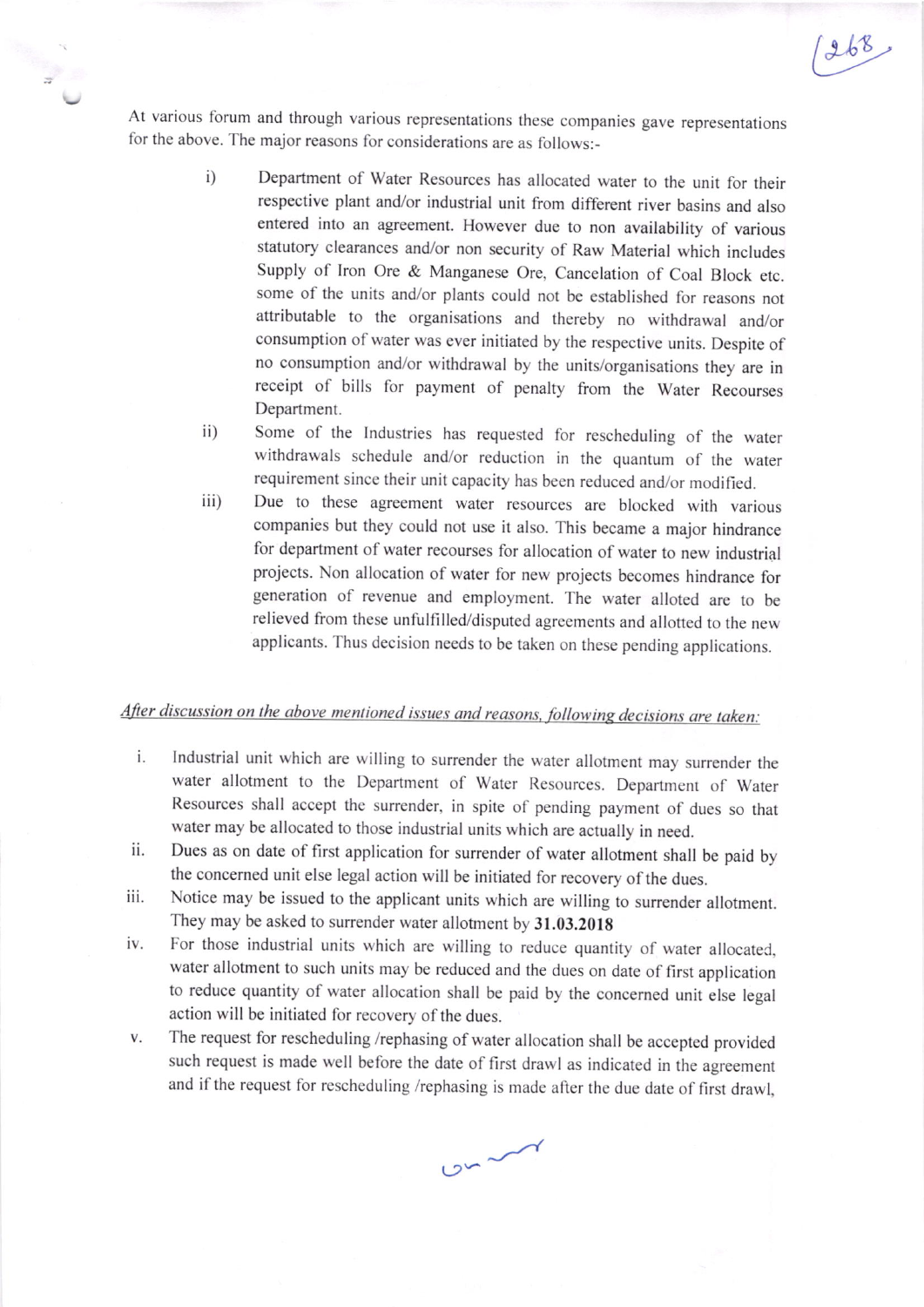At various forum and through various representations these companies gave representations for the above. The major reasons for considerations are as follows:-

i) Department of Water Resources has allocated water to the unit for their respective plant and/or industrial unit from different river basins and also entered into an agreement. However due to non availability of various statutory clearances and/or non security of Raw Material which includes Supply of Iron Ore & Manganese Ore, Cancelation of Coal Block etc. some of the units and/or plants could not be established for reasons not attributable to the organisations and thereby no withdrawal and/or consumption of water was ever initiated by the respective units. Despite of no consumption and/or withdrawal by the units/organisations they are in receipt of bills for payment of penalty from the Water Recourses Department.

ii) Some of the Industries has requested for rescheduling of the water withdrawals schedule and/or reduction in the quantum of the water requirement since their unit capacity has been reduced and/or modified.

iii) Due to these agreement water resources are blocked with various companies but they could not use it also. This became a major hindrance for department of water recourses for allocation of water to new industrial projects. Non allocation of water for new projects becomes hindrance for generation of revenue and employment. The water alloted are to be relieved from these unfulfilled/disputed agreements and allotted to the new applicants. Thus decision needs to be taken on these pending applications.

*After discussion on the above mentioned issues and reasons, following decisions are taken:*

i. Industrial unit which are willing to surrender the water allotment may surrender the water allotment to the Department of Water Resources. Department of Water Resources shall accept the surrender, in spite of pending payment of dues so that water may be allocated to those industrial units which are actually in need.

ii. Dues as on date of first application for surrender of water allotment shall be paid by the concerned unit else legal action will be initiated for recovery of the dues.

iii. Notice may be issued to the applicant units which are willing to surrender allotment. They may be asked to surrender water allotment by **31.03.2018**

iv. For those industrial units which are willing to reduce quantity of water allocated, water allotment to such units may be reduced and the dues on date of first application to reduce quantity of water allocation shall be paid by the concerned unit else legal action will be initiated for recovery of the dues.

v. The request for rescheduling /rephasing of water allocation shall be accepted provided such request is made well before the date of first drawl as indicated in the agreement and if the request for rescheduling /rephasing is made after the due date of first drawl,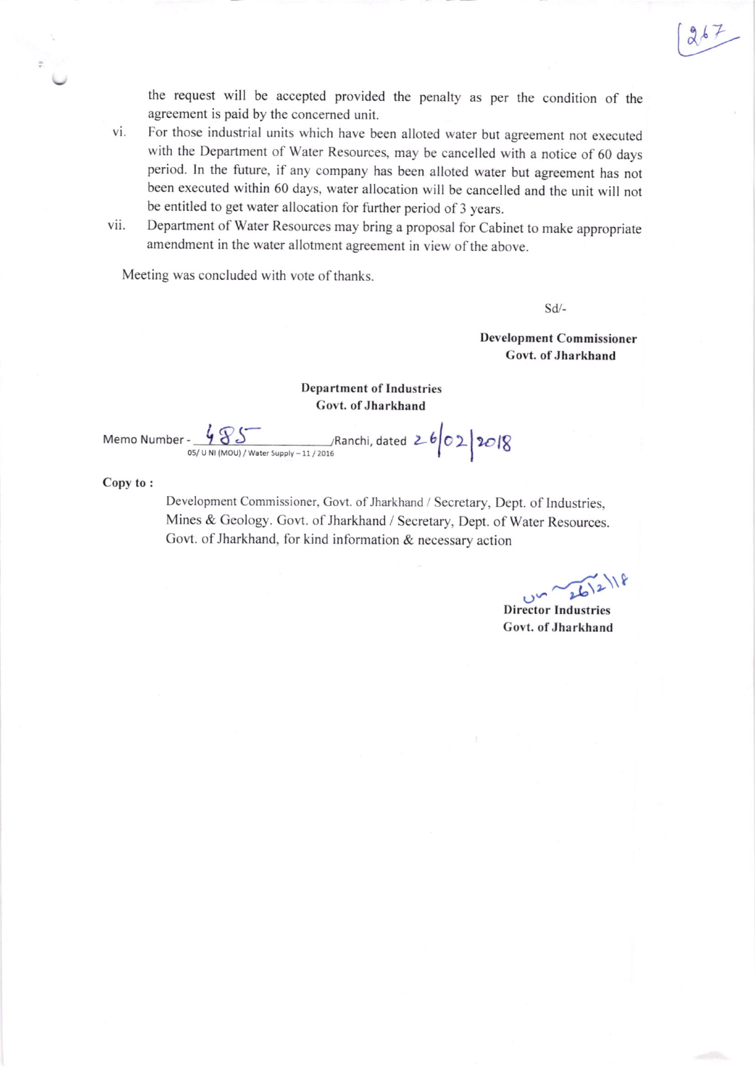the request will be accepted provided the penalty as per the condition of the agreement is paid by the concerned unit.

vi. For those industrial units which have been alloted water but agreement not executed with the Department of Water Resources, may be cancelled with a notice of 60 days period. In the future, if any company has been alloted water but agreement has not been executed within 60 days, water allocation will be cancelled and the unit will not be entitled to get water allocation for further period of 3 years.

vii. Department of Water Resources may bring a proposal for Cabinet to make appropriate amendment in the water allotment agreement in view of the above.

Meeting was concluded with vote of thanks.

Sd/-

**Development Commissioner**
**Govt. of Jharkhand**

**Department of Industries**
**Govt. of Jharkhand**

Memo Number - 485 /Ranchi, dated 26/02/2018
05/ U NI (MOU) / Water Supply – 11 / 2016

**Copy to :**

Development Commissioner, Govt. of Jharkhand / Secretary, Dept. of Industries, Mines & Geology. Govt. of Jharkhand / Secretary, Dept. of Water Resources. Govt. of Jharkhand, for kind information & necessary action

26/2/18

**Director Industries**
**Govt. of Jharkhand**